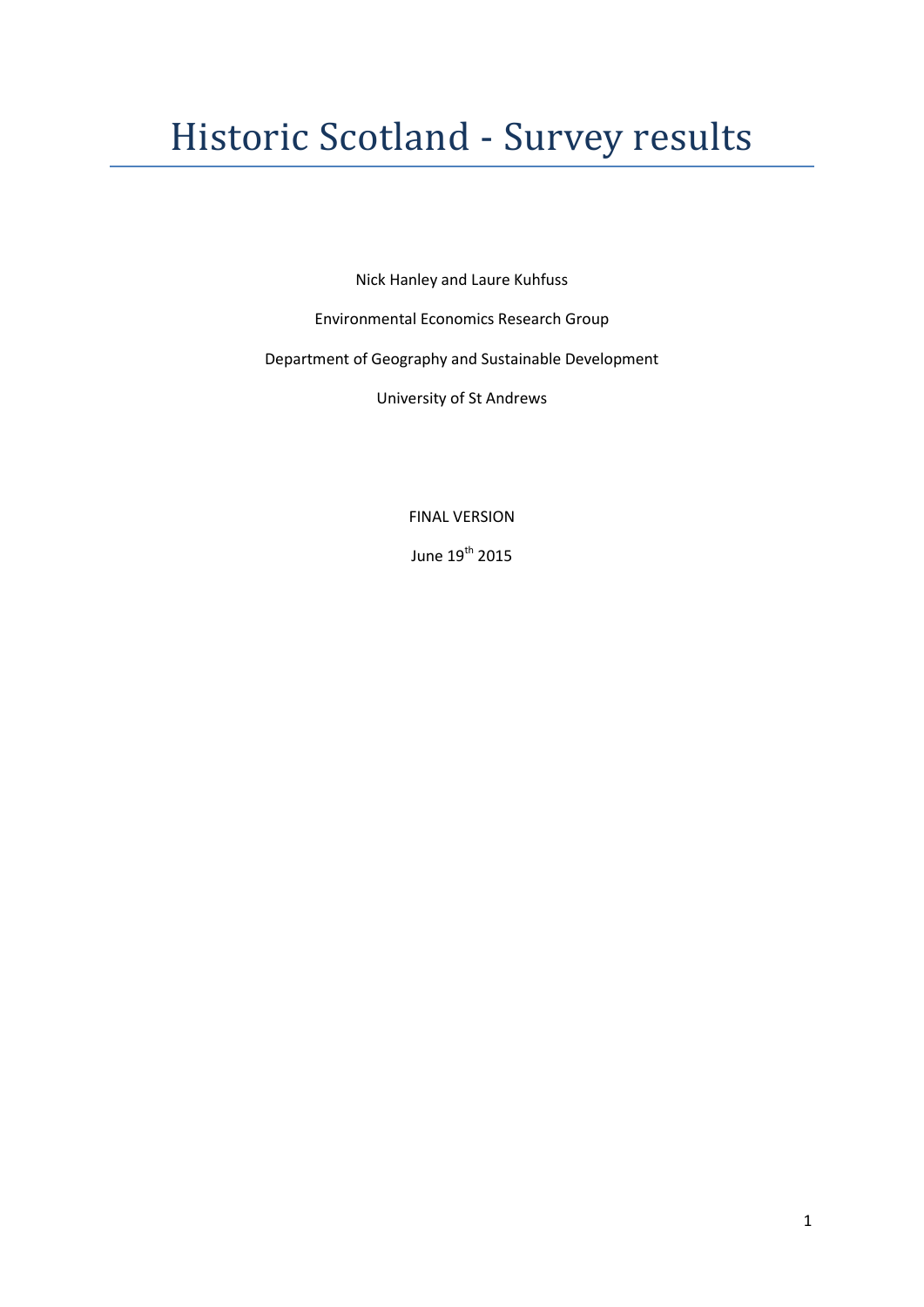# Historic Scotland - Survey results

Nick Hanley and Laure Kuhfuss

Environmental Economics Research Group

Department of Geography and Sustainable Development

University of St Andrews

FINAL VERSION

June 19th 2015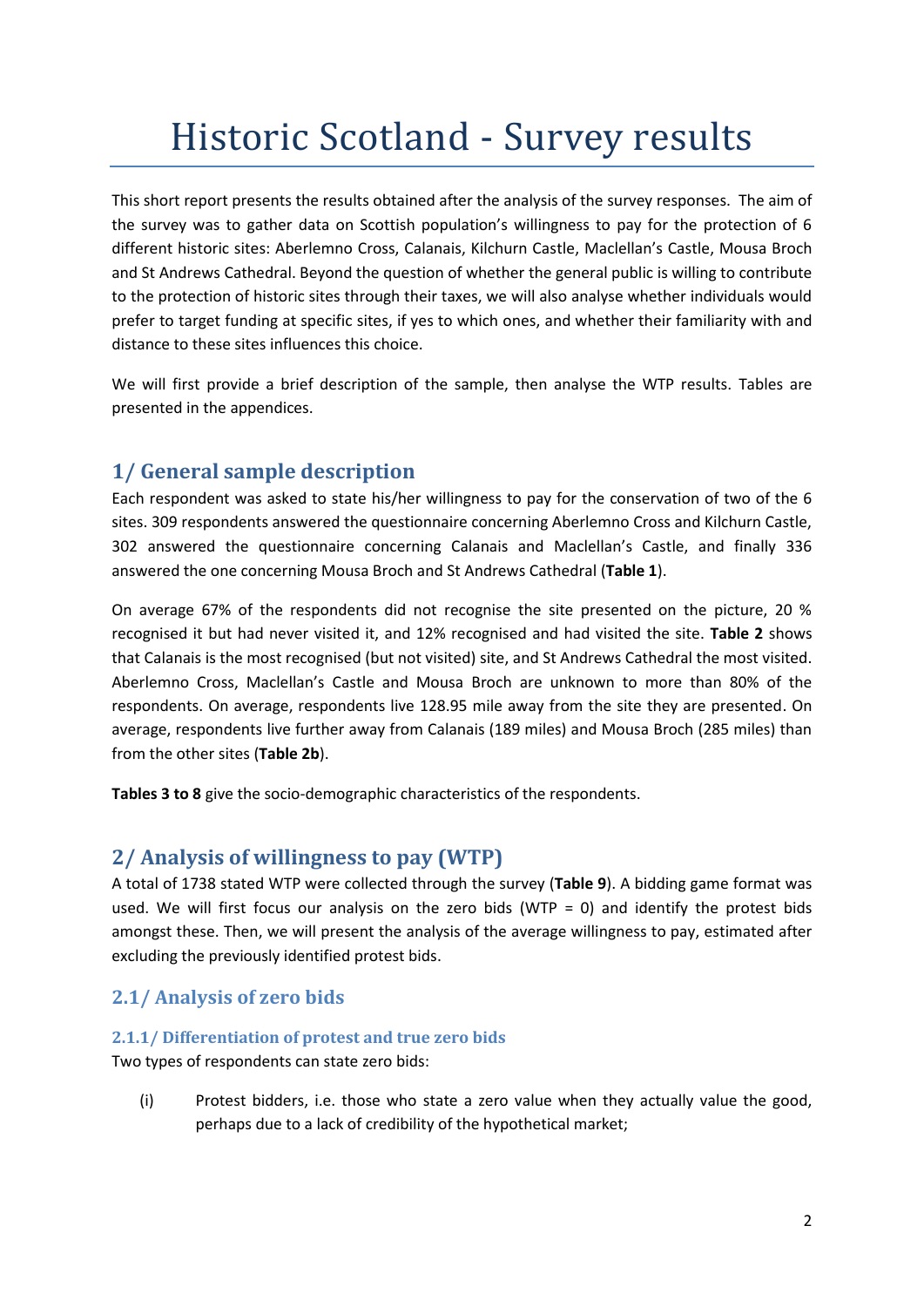# Historic Scotland - Survey results

This short report presents the results obtained after the analysis of the survey responses. The aim of the survey was to gather data on Scottish population's willingness to pay for the protection of 6 different historic sites: Aberlemno Cross, Calanais, Kilchurn Castle, Maclellan's Castle, Mousa Broch and St Andrews Cathedral. Beyond the question of whether the general public is willing to contribute to the protection of historic sites through their taxes, we will also analyse whether individuals would prefer to target funding at specific sites, if yes to which ones, and whether their familiarity with and distance to these sites influences this choice.

We will first provide a brief description of the sample, then analyse the WTP results. Tables are presented in the appendices.

## 1/ General sample description

Each respondent was asked to state his/her willingness to pay for the conservation of two of the 6 sites. 309 respondents answered the questionnaire concerning Aberlemno Cross and Kilchurn Castle, 302 answered the questionnaire concerning Calanais and Maclellan's Castle, and finally 336 answered the one concerning Mousa Broch and St Andrews Cathedral (**Table 1**).

On average 67% of the respondents did not recognise the site presented on the picture, 20 % recognised it but had never visited it, and 12% recognised and had visited the site. **Table 2** shows that Calanais is the most recognised (but not visited) site, and St Andrews Cathedral the most visited. Aberlemno Cross, Maclellan's Castle and Mousa Broch are unknown to more than 80% of the respondents. On average, respondents live 128.95 mile away from the site they are presented. On average, respondents live further away from Calanais (189 miles) and Mousa Broch (285 miles) than from the other sites (**Table 2b**).

**Tables 3 to 8** give the socio-demographic characteristics of the respondents.

## 2/ Analysis of willingness to pay (WTP)

A total of 1738 stated WTP were collected through the survey (**Table 9**). A bidding game format was used. We will first focus our analysis on the zero bids (WTP = 0) and identify the protest bids amongst these. Then, we will present the analysis of the average willingness to pay, estimated after excluding the previously identified protest bids.

### 2.1/ Analysis of zero bids

#### 2.1.1/ Differentiation of protest and true zero bids

Two types of respondents can state zero bids:

(i) Protest bidders, i.e. those who state a zero value when they actually value the good, perhaps due to a lack of credibility of the hypothetical market;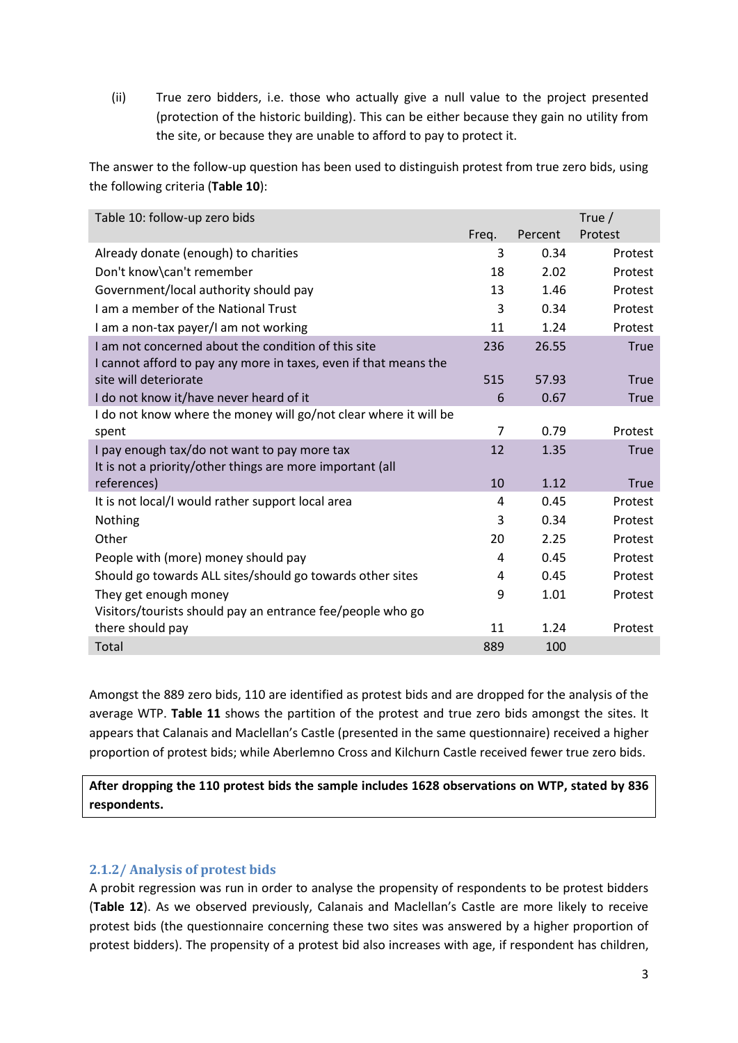(ii) True zero bidders, i.e. those who actually give a null value to the project presented (protection of the historic building). This can be either because they gain no utility from the site, or because they are unable to afford to pay to protect it.

The answer to the follow-up question has been used to distinguish protest from true zero bids, using the following criteria (**Table 10**):

| Table 10: follow-up zero bids | Freq. | Percent | True / Protest |
|---|---|---|---|
| Already donate (enough) to charities | 3 | 0.34 | Protest |
| Don't know\can't remember | 18 | 2.02 | Protest |
| Government/local authority should pay | 13 | 1.46 | Protest |
| I am a member of the National Trust | 3 | 0.34 | Protest |
| I am a non-tax payer/I am not working | 11 | 1.24 | Protest |
| I am not concerned about the condition of this site | 236 | 26.55 | True |
| I cannot afford to pay any more in taxes, even if that means the site will deteriorate | 515 | 57.93 | True |
| I do not know it/have never heard of it | 6 | 0.67 | True |
| I do not know where the money will go/not clear where it will be spent | 7 | 0.79 | Protest |
| I pay enough tax/do not want to pay more tax | 12 | 1.35 | True |
| It is not a priority/other things are more important (all references) | 10 | 1.12 | True |
| It is not local/I would rather support local area | 4 | 0.45 | Protest |
| Nothing | 3 | 0.34 | Protest |
| Other | 20 | 2.25 | Protest |
| People with (more) money should pay | 4 | 0.45 | Protest |
| Should go towards ALL sites/should go towards other sites | 4 | 0.45 | Protest |
| They get enough money | 9 | 1.01 | Protest |
| Visitors/tourists should pay an entrance fee/people who go there should pay | 11 | 1.24 | Protest |
| Total | 889 | 100 | |

Amongst the 889 zero bids, 110 are identified as protest bids and are dropped for the analysis of the average WTP. **Table 11** shows the partition of the protest and true zero bids amongst the sites. It appears that Calanais and Maclellan's Castle (presented in the same questionnaire) received a higher proportion of protest bids; while Aberlemno Cross and Kilchurn Castle received fewer true zero bids.

**After dropping the 110 protest bids the sample includes 1628 observations on WTP, stated by 836 respondents.**

### 2.1.2/ Analysis of protest bids

A probit regression was run in order to analyse the propensity of respondents to be protest bidders (**Table 12**). As we observed previously, Calanais and Maclellan's Castle are more likely to receive protest bids (the questionnaire concerning these two sites was answered by a higher proportion of protest bidders). The propensity of a protest bid also increases with age, if respondent has children,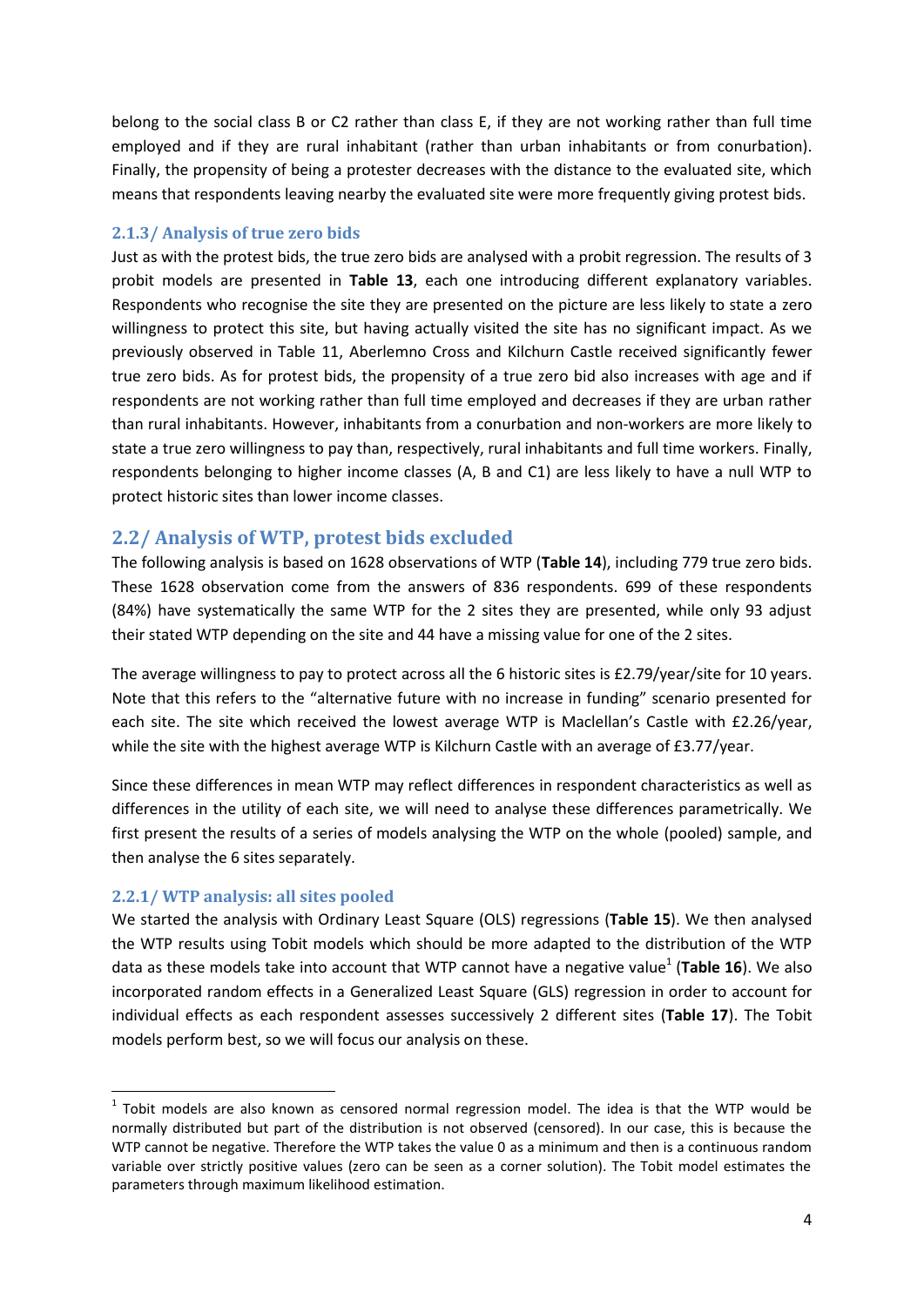belong to the social class B or C2 rather than class E, if they are not working rather than full time employed and if they are rural inhabitant (rather than urban inhabitants or from conurbation). Finally, the propensity of being a protester decreases with the distance to the evaluated site, which means that respondents leaving nearby the evaluated site were more frequently giving protest bids.

### 2.1.3/ Analysis of true zero bids

Just as with the protest bids, the true zero bids are analysed with a probit regression. The results of 3 probit models are presented in **Table 13**, each one introducing different explanatory variables. Respondents who recognise the site they are presented on the picture are less likely to state a zero willingness to protect this site, but having actually visited the site has no significant impact. As we previously observed in Table 11, Aberlemno Cross and Kilchurn Castle received significantly fewer true zero bids. As for protest bids, the propensity of a true zero bid also increases with age and if respondents are not working rather than full time employed and decreases if they are urban rather than rural inhabitants. However, inhabitants from a conurbation and non-workers are more likely to state a true zero willingness to pay than, respectively, rural inhabitants and full time workers. Finally, respondents belonging to higher income classes (A, B and C1) are less likely to have a null WTP to protect historic sites than lower income classes.

## 2.2/ Analysis of WTP, protest bids excluded

The following analysis is based on 1628 observations of WTP (**Table 14**), including 779 true zero bids. These 1628 observation come from the answers of 836 respondents. 699 of these respondents (84%) have systematically the same WTP for the 2 sites they are presented, while only 93 adjust their stated WTP depending on the site and 44 have a missing value for one of the 2 sites.

The average willingness to pay to protect across all the 6 historic sites is £2.79/year/site for 10 years. Note that this refers to the "alternative future with no increase in funding" scenario presented for each site. The site which received the lowest average WTP is Maclellan's Castle with £2.26/year, while the site with the highest average WTP is Kilchurn Castle with an average of £3.77/year.

Since these differences in mean WTP may reflect differences in respondent characteristics as well as differences in the utility of each site, we will need to analyse these differences parametrically. We first present the results of a series of models analysing the WTP on the whole (pooled) sample, and then analyse the 6 sites separately.

### 2.2.1/ WTP analysis: all sites pooled

We started the analysis with Ordinary Least Square (OLS) regressions (**Table 15**). We then analysed the WTP results using Tobit models which should be more adapted to the distribution of the WTP data as these models take into account that WTP cannot have a negative value[1] (**Table 16**). We also incorporated random effects in a Generalized Least Square (GLS) regression in order to account for individual effects as each respondent assesses successively 2 different sites (**Table 17**). The Tobit models perform best, so we will focus our analysis on these.

[1] Tobit models are also known as censored normal regression model. The idea is that the WTP would be normally distributed but part of the distribution is not observed (censored). In our case, this is because the WTP cannot be negative. Therefore the WTP takes the value 0 as a minimum and then is a continuous random variable over strictly positive values (zero can be seen as a corner solution). The Tobit model estimates the parameters through maximum likelihood estimation.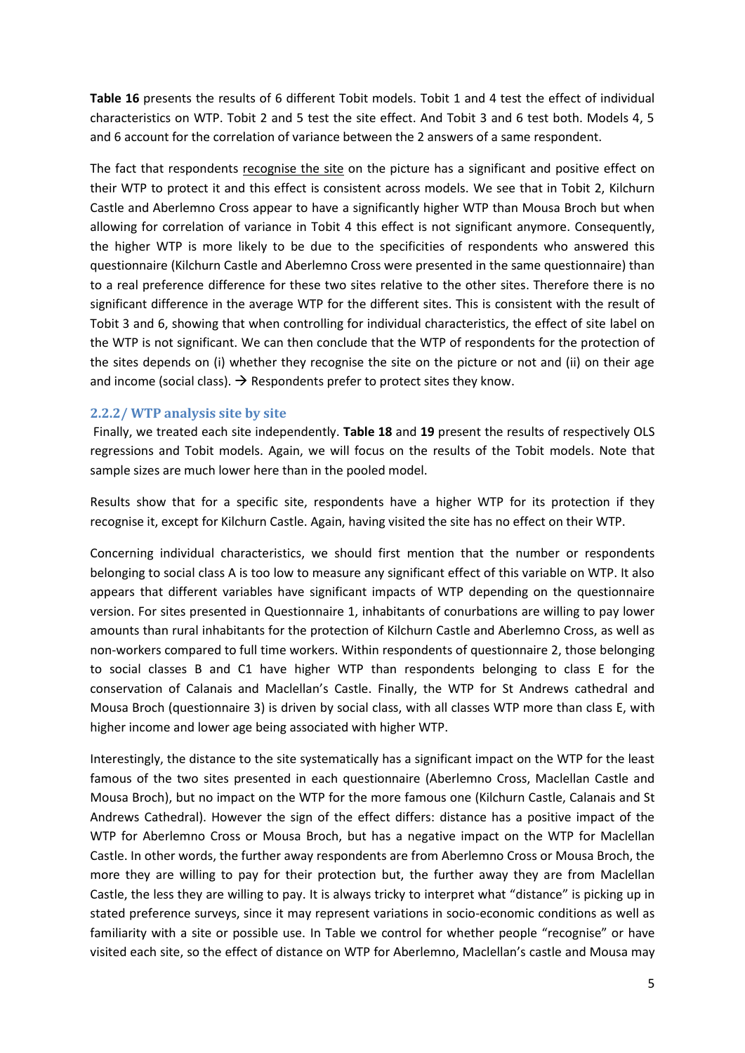**Table 16** presents the results of 6 different Tobit models. Tobit 1 and 4 test the effect of individual characteristics on WTP. Tobit 2 and 5 test the site effect. And Tobit 3 and 6 test both. Models 4, 5 and 6 account for the correlation of variance between the 2 answers of a same respondent.

The fact that respondents recognise the site on the picture has a significant and positive effect on their WTP to protect it and this effect is consistent across models. We see that in Tobit 2, Kilchurn Castle and Aberlemno Cross appear to have a significantly higher WTP than Mousa Broch but when allowing for correlation of variance in Tobit 4 this effect is not significant anymore. Consequently, the higher WTP is more likely to be due to the specificities of respondents who answered this questionnaire (Kilchurn Castle and Aberlemno Cross were presented in the same questionnaire) than to a real preference difference for these two sites relative to the other sites. Therefore there is no significant difference in the average WTP for the different sites. This is consistent with the result of Tobit 3 and 6, showing that when controlling for individual characteristics, the effect of site label on the WTP is not significant. We can then conclude that the WTP of respondents for the protection of the sites depends on (i) whether they recognise the site on the picture or not and (ii) on their age and income (social class). → Respondents prefer to protect sites they know.

### 2.2.2/ WTP analysis site by site

Finally, we treated each site independently. **Table 18** and **19** present the results of respectively OLS regressions and Tobit models. Again, we will focus on the results of the Tobit models. Note that sample sizes are much lower here than in the pooled model.

Results show that for a specific site, respondents have a higher WTP for its protection if they recognise it, except for Kilchurn Castle. Again, having visited the site has no effect on their WTP.

Concerning individual characteristics, we should first mention that the number or respondents belonging to social class A is too low to measure any significant effect of this variable on WTP. It also appears that different variables have significant impacts of WTP depending on the questionnaire version. For sites presented in Questionnaire 1, inhabitants of conurbations are willing to pay lower amounts than rural inhabitants for the protection of Kilchurn Castle and Aberlemno Cross, as well as non-workers compared to full time workers. Within respondents of questionnaire 2, those belonging to social classes B and C1 have higher WTP than respondents belonging to class E for the conservation of Calanais and Maclellan's Castle. Finally, the WTP for St Andrews cathedral and Mousa Broch (questionnaire 3) is driven by social class, with all classes WTP more than class E, with higher income and lower age being associated with higher WTP.

Interestingly, the distance to the site systematically has a significant impact on the WTP for the least famous of the two sites presented in each questionnaire (Aberlemno Cross, Maclellan Castle and Mousa Broch), but no impact on the WTP for the more famous one (Kilchurn Castle, Calanais and St Andrews Cathedral). However the sign of the effect differs: distance has a positive impact of the WTP for Aberlemno Cross or Mousa Broch, but has a negative impact on the WTP for Maclellan Castle. In other words, the further away respondents are from Aberlemno Cross or Mousa Broch, the more they are willing to pay for their protection but, the further away they are from Maclellan Castle, the less they are willing to pay. It is always tricky to interpret what "distance" is picking up in stated preference surveys, since it may represent variations in socio-economic conditions as well as familiarity with a site or possible use. In Table we control for whether people "recognise" or have visited each site, so the effect of distance on WTP for Aberlemno, Maclellan's castle and Mousa may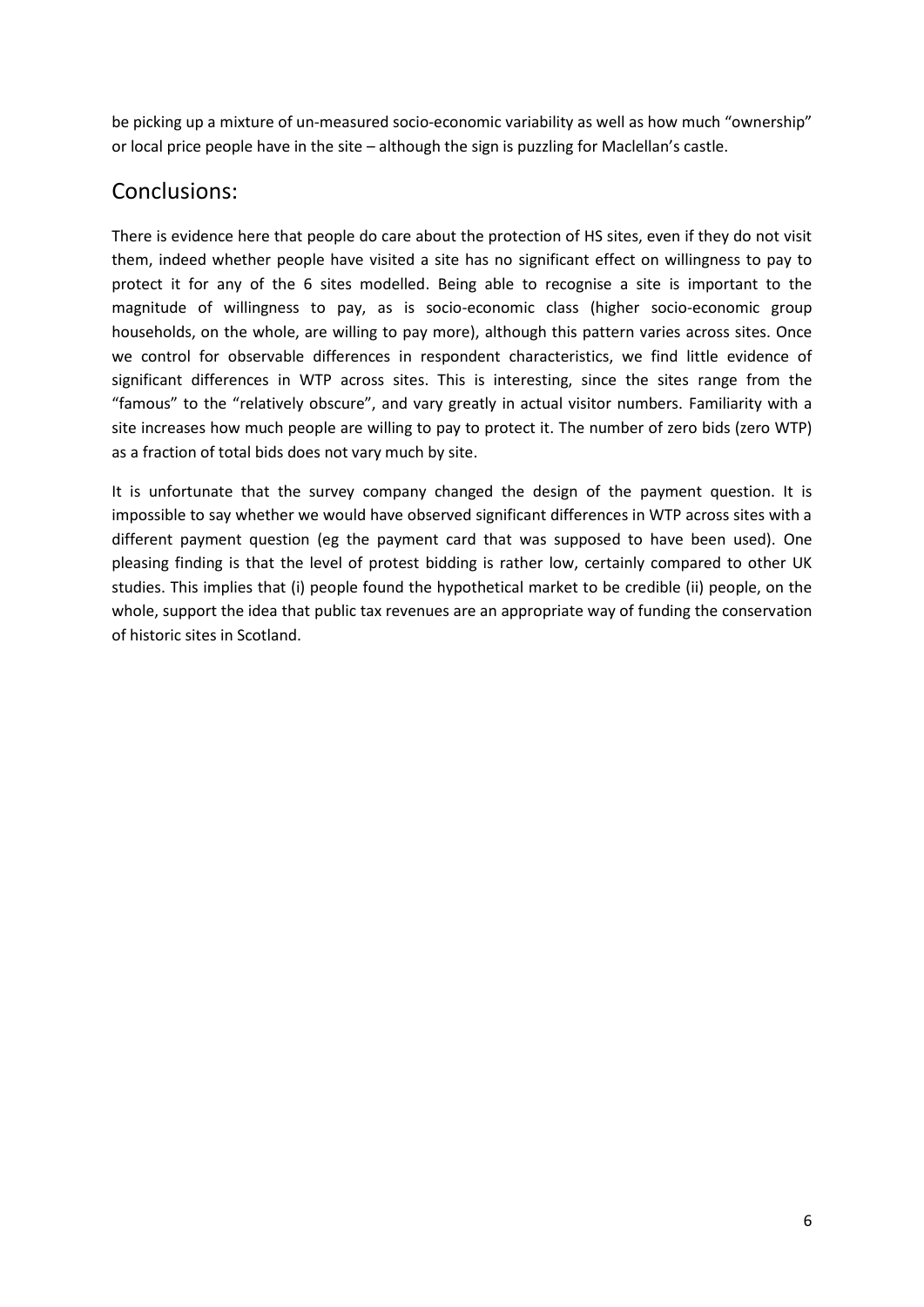be picking up a mixture of un-measured socio-economic variability as well as how much "ownership" or local price people have in the site – although the sign is puzzling for Maclellan's castle.

## Conclusions:

There is evidence here that people do care about the protection of HS sites, even if they do not visit them, indeed whether people have visited a site has no significant effect on willingness to pay to protect it for any of the 6 sites modelled. Being able to recognise a site is important to the magnitude of willingness to pay, as is socio-economic class (higher socio-economic group households, on the whole, are willing to pay more), although this pattern varies across sites. Once we control for observable differences in respondent characteristics, we find little evidence of significant differences in WTP across sites. This is interesting, since the sites range from the "famous" to the "relatively obscure", and vary greatly in actual visitor numbers. Familiarity with a site increases how much people are willing to pay to protect it. The number of zero bids (zero WTP) as a fraction of total bids does not vary much by site.

It is unfortunate that the survey company changed the design of the payment question. It is impossible to say whether we would have observed significant differences in WTP across sites with a different payment question (eg the payment card that was supposed to have been used). One pleasing finding is that the level of protest bidding is rather low, certainly compared to other UK studies. This implies that (i) people found the hypothetical market to be credible (ii) people, on the whole, support the idea that public tax revenues are an appropriate way of funding the conservation of historic sites in Scotland.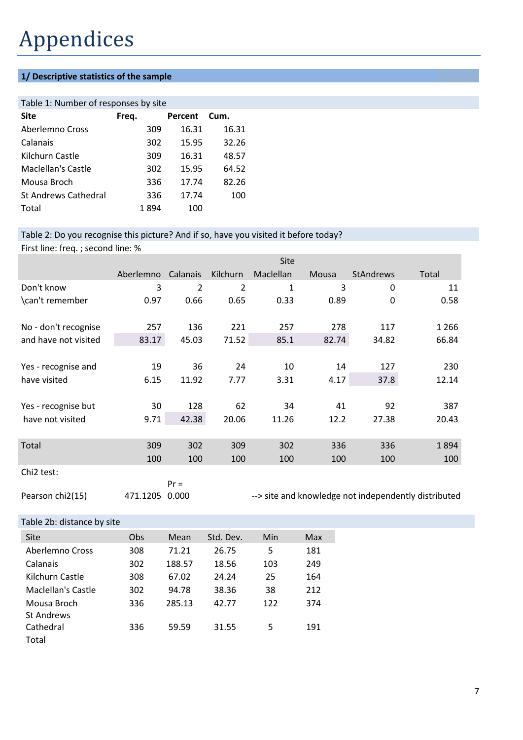# Appendices

## 1/ Descriptive statistics of the sample

Table 1: Number of responses by site

| Site | Freq. | Percent | Cum. |
|---|---|---|---|
| Aberlemno Cross | 309 | 16.31 | 16.31 |
| Calanais | 302 | 15.95 | 32.26 |
| Kilchurn Castle | 309 | 16.31 | 48.57 |
| Maclellan's Castle | 302 | 15.95 | 64.52 |
| Mousa Broch | 336 | 17.74 | 82.26 |
| St Andrews Cathedral | 336 | 17.74 | 100 |
| Total | 1 894 | 100 | |

Table 2: Do you recognise this picture? And if so, have you visited it before today?

First line: freq. ; second line: %

| | Site | | | | | | |
|---|---|---|---|---|---|---|---|
| | Aberlemno | Calanais | Kilchurn | Maclellan | Mousa | StAndrews | Total |
| Don't know | 3 | 2 | 2 | 1 | 3 | 0 | 11 |
| \can't remember | 0.97 | 0.66 | 0.65 | 0.33 | 0.89 | 0 | 0.58 |
| No - don't recognise | 257 | 136 | 221 | 257 | 278 | 117 | 1 266 |
| and have not visited | 83.17 | 45.03 | 71.52 | 85.1 | 82.74 | 34.82 | 66.84 |
| Yes - recognise and | 19 | 36 | 24 | 10 | 14 | 127 | 230 |
| have visited | 6.15 | 11.92 | 7.77 | 3.31 | 4.17 | 37.8 | 12.14 |
| Yes - recognise but | 30 | 128 | 62 | 34 | 41 | 92 | 387 |
| have not visited | 9.71 | 42.38 | 20.06 | 11.26 | 12.2 | 27.38 | 20.43 |
| Total | 309 | 302 | 309 | 302 | 336 | 336 | 1 894 |
| | 100 | 100 | 100 | 100 | 100 | 100 | 100 |

Chi2 test:

Pearson chi2(15) 471.1205 Pr = 0.000 --> site and knowledge not independently distributed

Table 2b: distance by site

| Site | Obs | Mean | Std. Dev. | Min | Max |
|---|---|---|---|---|---|
| Aberlemno Cross | 308 | 71.21 | 26.75 | 5 | 181 |
| Calanais | 302 | 188.57 | 18.56 | 103 | 249 |
| Kilchurn Castle | 308 | 67.02 | 24.24 | 25 | 164 |
| Maclellan's Castle | 302 | 94.78 | 38.36 | 38 | 212 |
| Mousa Broch | 336 | 285.13 | 42.77 | 122 | 374 |
| St Andrews Cathedral | 336 | 59.59 | 31.55 | 5 | 191 |
| Total | | | | | |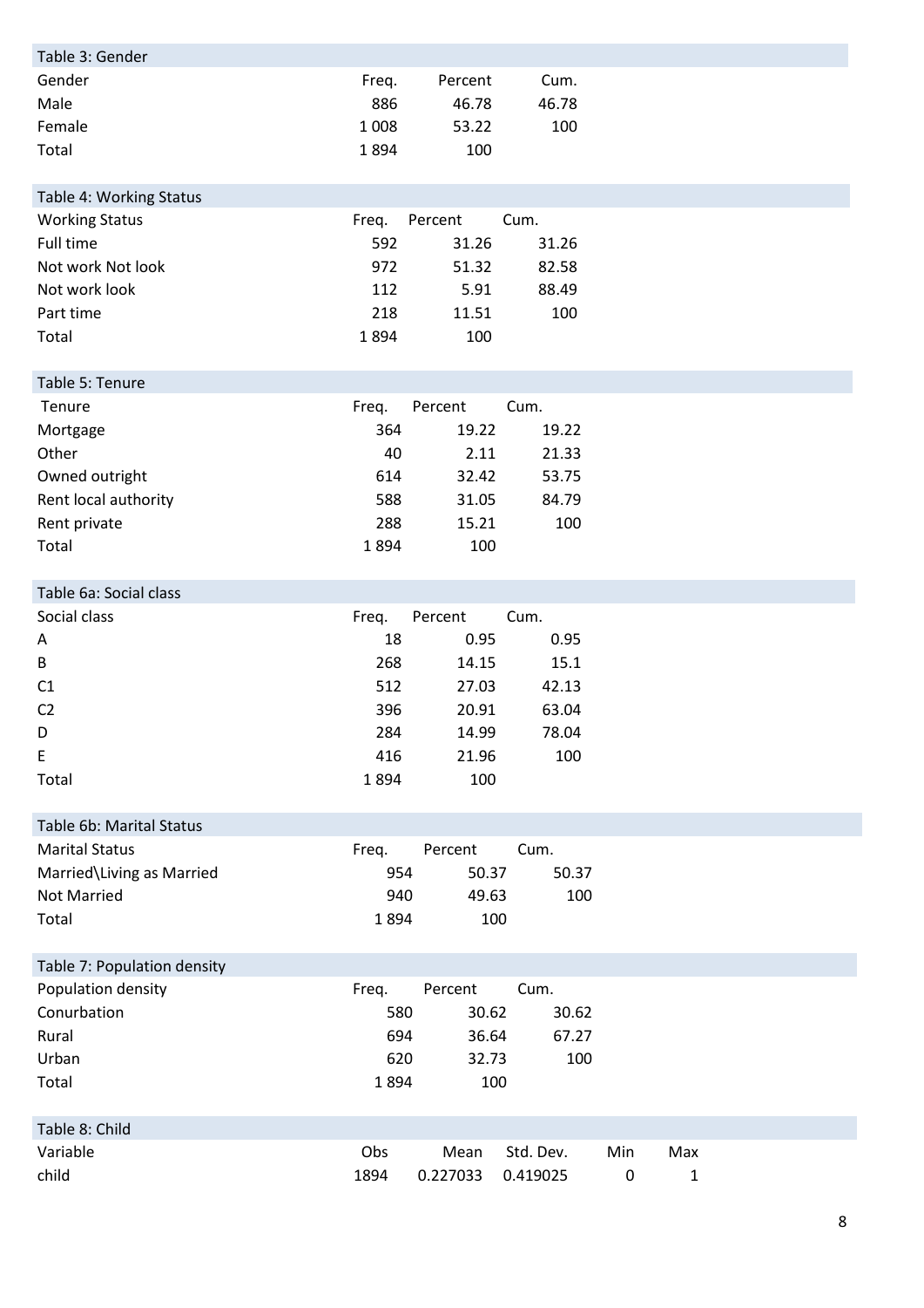Table 3: Gender

| Gender | Freq. | Percent | Cum. |
|---|---|---|---|
| Male | 886 | 46.78 | 46.78 |
| Female | 1 008 | 53.22 | 100 |
| Total | 1 894 | 100 | |

Table 4: Working Status

| Working Status | Freq. | Percent | Cum. |
|---|---|---|---|
| Full time | 592 | 31.26 | 31.26 |
| Not work Not look | 972 | 51.32 | 82.58 |
| Not work look | 112 | 5.91 | 88.49 |
| Part time | 218 | 11.51 | 100 |
| Total | 1 894 | 100 | |

Table 5: Tenure

| Tenure | Freq. | Percent | Cum. |
|---|---|---|---|
| Mortgage | 364 | 19.22 | 19.22 |
| Other | 40 | 2.11 | 21.33 |
| Owned outright | 614 | 32.42 | 53.75 |
| Rent local authority | 588 | 31.05 | 84.79 |
| Rent private | 288 | 15.21 | 100 |
| Total | 1 894 | 100 | |

Table 6a: Social class

| Social class | Freq. | Percent | Cum. |
|---|---|---|---|
| A | 18 | 0.95 | 0.95 |
| B | 268 | 14.15 | 15.1 |
| C1 | 512 | 27.03 | 42.13 |
| C2 | 396 | 20.91 | 63.04 |
| D | 284 | 14.99 | 78.04 |
| E | 416 | 21.96 | 100 |
| Total | 1 894 | 100 | |

Table 6b: Marital Status

| Marital Status | Freq. | Percent | Cum. |
|---|---|---|---|
| Married\Living as Married | 954 | 50.37 | 50.37 |
| Not Married | 940 | 49.63 | 100 |
| Total | 1 894 | 100 | |

Table 7: Population density

| Population density | Freq. | Percent | Cum. |
|---|---|---|---|
| Conurbation | 580 | 30.62 | 30.62 |
| Rural | 694 | 36.64 | 67.27 |
| Urban | 620 | 32.73 | 100 |
| Total | 1 894 | 100 | |

Table 8: Child

| Variable | Obs | Mean | Std. Dev. | Min | Max |
|---|---|---|---|---|---|
| child | 1894 | 0.227033 | 0.419025 | 0 | 1 |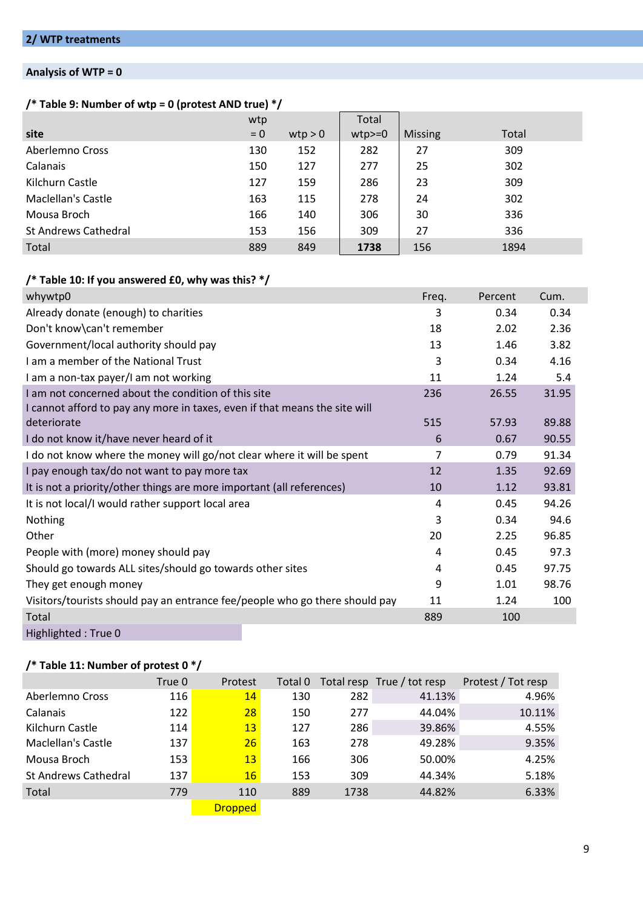## 2/ WTP treatments

### Analysis of WTP = 0

**/* Table 9: Number of wtp = 0 (protest AND true) */**

| site | wtp = 0 | wtp > 0 | Total wtp>=0 | Missing | Total |
|---|---|---|---|---|---|
| Aberlemno Cross | 130 | 152 | 282 | 27 | 309 |
| Calanais | 150 | 127 | 277 | 25 | 302 |
| Kilchurn Castle | 127 | 159 | 286 | 23 | 309 |
| Maclellan's Castle | 163 | 115 | 278 | 24 | 302 |
| Mousa Broch | 166 | 140 | 306 | 30 | 336 |
| St Andrews Cathedral | 153 | 156 | 309 | 27 | 336 |
| Total | 889 | 849 | **1738** | 156 | 1894 |

**/* Table 10: If you answered £0, why was this? */**

| whywtp0 | Freq. | Percent | Cum. |
|---|---|---|---|
| Already donate (enough) to charities | 3 | 0.34 | 0.34 |
| Don't know\can't remember | 18 | 2.02 | 2.36 |
| Government/local authority should pay | 13 | 1.46 | 3.82 |
| I am a member of the National Trust | 3 | 0.34 | 4.16 |
| I am a non-tax payer/I am not working | 11 | 1.24 | 5.4 |
| I am not concerned about the condition of this site | 236 | 26.55 | 31.95 |
| I cannot afford to pay any more in taxes, even if that means the site will deteriorate | 515 | 57.93 | 89.88 |
| I do not know it/have never heard of it | 6 | 0.67 | 90.55 |
| I do not know where the money will go/not clear where it will be spent | 7 | 0.79 | 91.34 |
| I pay enough tax/do not want to pay more tax | 12 | 1.35 | 92.69 |
| It is not a priority/other things are more important (all references) | 10 | 1.12 | 93.81 |
| It is not local/I would rather support local area | 4 | 0.45 | 94.26 |
| Nothing | 3 | 0.34 | 94.6 |
| Other | 20 | 2.25 | 96.85 |
| People with (more) money should pay | 4 | 0.45 | 97.3 |
| Should go towards ALL sites/should go towards other sites | 4 | 0.45 | 97.75 |
| They get enough money | 9 | 1.01 | 98.76 |
| Visitors/tourists should pay an entrance fee/people who go there should pay | 11 | 1.24 | 100 |
| Total | 889 | 100 | |

Highlighted : True 0

**/* Table 11: Number of protest 0 */**

| | True 0 | Protest | Total 0 | Total resp | True / tot resp | Protest / Tot resp |
|---|---|---|---|---|---|---|
| Aberlemno Cross | 116 | 14 | 130 | 282 | 41.13% | 4.96% |
| Calanais | 122 | 28 | 150 | 277 | 44.04% | 10.11% |
| Kilchurn Castle | 114 | 13 | 127 | 286 | 39.86% | 4.55% |
| Maclellan's Castle | 137 | 26 | 163 | 278 | 49.28% | 9.35% |
| Mousa Broch | 153 | 13 | 166 | 306 | 50.00% | 4.25% |
| St Andrews Cathedral | 137 | 16 | 153 | 309 | 44.34% | 5.18% |
| Total | 779 | 110 | 889 | 1738 | 44.82% | 6.33% |
| | | Dropped | | | | |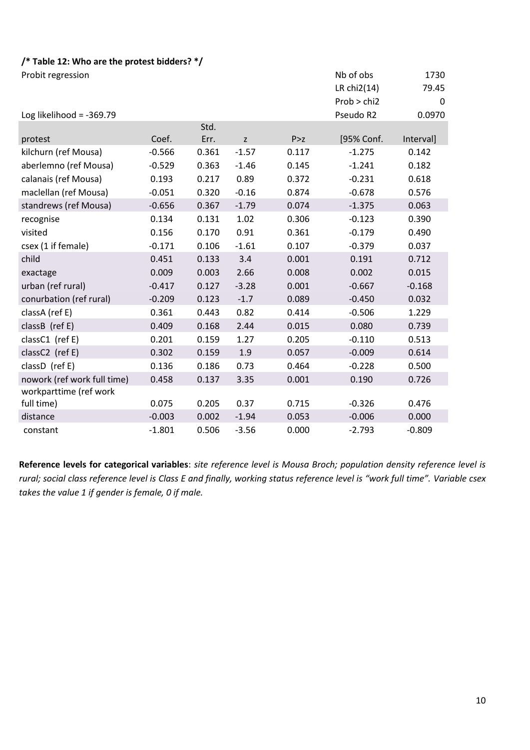**/* Table 12: Who are the protest bidders? */**

| Probit regression | | | | | Nb of obs | 1730 |
|---|---|---|---|---|---|---|
| | | | | | LR chi2(14) | 79.45 |
| | | | | | Prob > chi2 | 0 |
| Log likelihood = -369.79 | | | | | Pseudo R2 | 0.0970 |
| protest | Coef. | Std. Err. | z | P>z | [95% Conf. | Interval] |
| kilchurn (ref Mousa) | -0.566 | 0.361 | -1.57 | 0.117 | -1.275 | 0.142 |
| aberlemno (ref Mousa) | -0.529 | 0.363 | -1.46 | 0.145 | -1.241 | 0.182 |
| calanais (ref Mousa) | 0.193 | 0.217 | 0.89 | 0.372 | -0.231 | 0.618 |
| maclellan (ref Mousa) | -0.051 | 0.320 | -0.16 | 0.874 | -0.678 | 0.576 |
| standrews (ref Mousa) | -0.656 | 0.367 | -1.79 | 0.074 | -1.375 | 0.063 |
| recognise | 0.134 | 0.131 | 1.02 | 0.306 | -0.123 | 0.390 |
| visited | 0.156 | 0.170 | 0.91 | 0.361 | -0.179 | 0.490 |
| csex (1 if female) | -0.171 | 0.106 | -1.61 | 0.107 | -0.379 | 0.037 |
| child | 0.451 | 0.133 | 3.4 | 0.001 | 0.191 | 0.712 |
| exactage | 0.009 | 0.003 | 2.66 | 0.008 | 0.002 | 0.015 |
| urban (ref rural) | -0.417 | 0.127 | -3.28 | 0.001 | -0.667 | -0.168 |
| conurbation (ref rural) | -0.209 | 0.123 | -1.7 | 0.089 | -0.450 | 0.032 |
| classA (ref E) | 0.361 | 0.443 | 0.82 | 0.414 | -0.506 | 1.229 |
| classB (ref E) | 0.409 | 0.168 | 2.44 | 0.015 | 0.080 | 0.739 |
| classC1 (ref E) | 0.201 | 0.159 | 1.27 | 0.205 | -0.110 | 0.513 |
| classC2 (ref E) | 0.302 | 0.159 | 1.9 | 0.057 | -0.009 | 0.614 |
| classD (ref E) | 0.136 | 0.186 | 0.73 | 0.464 | -0.228 | 0.500 |
| nowork (ref work full time) | 0.458 | 0.137 | 3.35 | 0.001 | 0.190 | 0.726 |
| workparttime (ref work full time) | 0.075 | 0.205 | 0.37 | 0.715 | -0.326 | 0.476 |
| distance | -0.003 | 0.002 | -1.94 | 0.053 | -0.006 | 0.000 |
| constant | -1.801 | 0.506 | -3.56 | 0.000 | -2.793 | -0.809 |

**Reference levels for categorical variables**: *site reference level is Mousa Broch; population density reference level is rural; social class reference level is Class E and finally, working status reference level is "work full time". Variable csex takes the value 1 if gender is female, 0 if male.*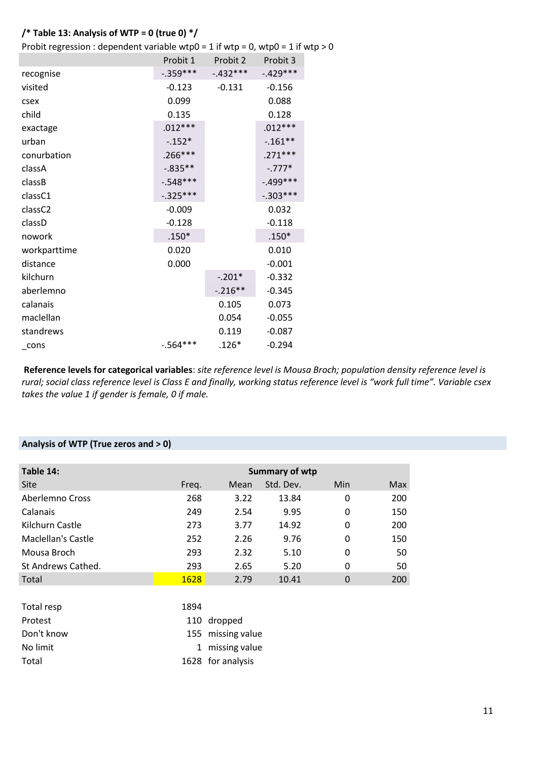**/* Table 13: Analysis of WTP = 0 (true 0) */**

Probit regression : dependent variable wtp0 = 1 if wtp = 0, wtp0 = 1 if wtp > 0

| | Probit 1 | Probit 2 | Probit 3 |
|---|---|---|---|
| recognise | -.359*** | -.432*** | -.429*** |
| visited | -0.123 | -0.131 | -0.156 |
| csex | 0.099 | | 0.088 |
| child | 0.135 | | 0.128 |
| exactage | .012*** | | .012*** |
| urban | -.152* | | -.161** |
| conurbation | .266*** | | .271*** |
| classA | -.835** | | -.777* |
| classB | -.548*** | | -.499*** |
| classC1 | -.325*** | | -.303*** |
| classC2 | -0.009 | | 0.032 |
| classD | -0.128 | | -0.118 |
| nowork | .150* | | .150* |
| workparttime | 0.020 | | 0.010 |
| distance | 0.000 | | -0.001 |
| kilchurn | | -.201* | -0.332 |
| aberlemno | | -.216** | -0.345 |
| calanais | | 0.105 | 0.073 |
| maclellan | | 0.054 | -0.055 |
| standrews | | 0.119 | -0.087 |
| _cons | -.564*** | .126* | -0.294 |

**Reference levels for categorical variables**: *site reference level is Mousa Broch; population density reference level is rural; social class reference level is Class E and finally, working status reference level is "work full time". Variable csex takes the value 1 if gender is female, 0 if male.*

**Analysis of WTP (True zeros and > 0)**

| **Table 14:** | | | Summary of wtp | | |
|---|---|---|---|---|---|
| Site | Freq. | Mean | Std. Dev. | Min | Max |
| Aberlemno Cross | 268 | 3.22 | 13.84 | 0 | 200 |
| Calanais | 249 | 2.54 | 9.95 | 0 | 150 |
| Kilchurn Castle | 273 | 3.77 | 14.92 | 0 | 200 |
| Maclellan's Castle | 252 | 2.26 | 9.76 | 0 | 150 |
| Mousa Broch | 293 | 2.32 | 5.10 | 0 | 50 |
| St Andrews Cathed. | 293 | 2.65 | 5.20 | 0 | 50 |
| Total | 1628 | 2.79 | 10.41 | 0 | 200 |

| | | |
|---|---|---|
| Total resp | 1894 | |
| Protest | 110 | dropped |
| Don't know | 155 | missing value |
| No limit | 1 | missing value |
| Total | 1628 | for analysis |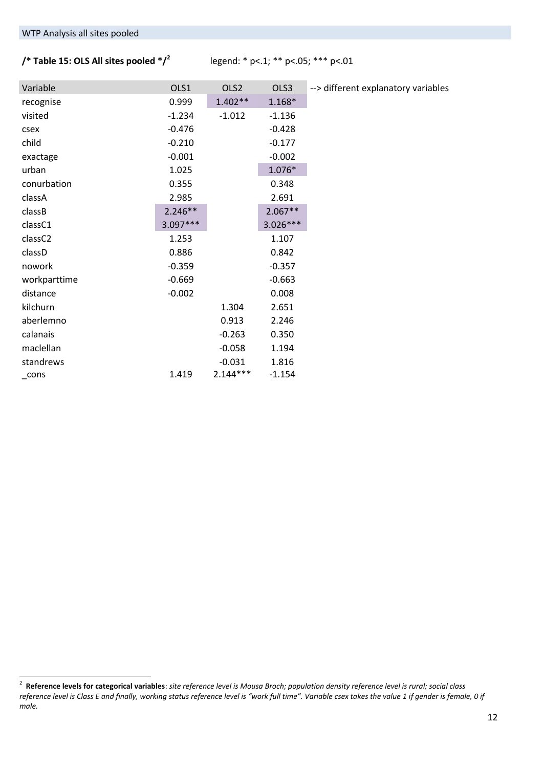WTP Analysis all sites pooled

**/* Table 15: OLS All sites pooled */**[2]  legend: * p<.1; ** p<.05; *** p<.01

| Variable | OLS1 | OLS2 | OLS3 |
|---|---|---|---|
| recognise | 0.999 | 1.402** | 1.168* |
| visited | -1.234 | -1.012 | -1.136 |
| csex | -0.476 | | -0.428 |
| child | -0.210 | | -0.177 |
| exactage | -0.001 | | -0.002 |
| urban | 1.025 | | 1.076* |
| conurbation | 0.355 | | 0.348 |
| classA | 2.985 | | 2.691 |
| classB | 2.246** | | 2.067** |
| classC1 | 3.097*** | | 3.026*** |
| classC2 | 1.253 | | 1.107 |
| classD | 0.886 | | 0.842 |
| nowork | -0.359 | | -0.357 |
| workparttime | -0.669 | | -0.663 |
| distance | -0.002 | | 0.008 |
| kilchurn | | 1.304 | 2.651 |
| aberlemno | | 0.913 | 2.246 |
| calanais | | -0.263 | 0.350 |
| maclellan | | -0.058 | 1.194 |
| standrews | | -0.031 | 1.816 |
| _cons | 1.419 | 2.144*** | -1.154 |

--> different explanatory variables

[2] **Reference levels for categorical variables**: *site reference level is Mousa Broch; population density reference level is rural; social class reference level is Class E and finally, working status reference level is "work full time". Variable csex takes the value 1 if gender is female, 0 if male.*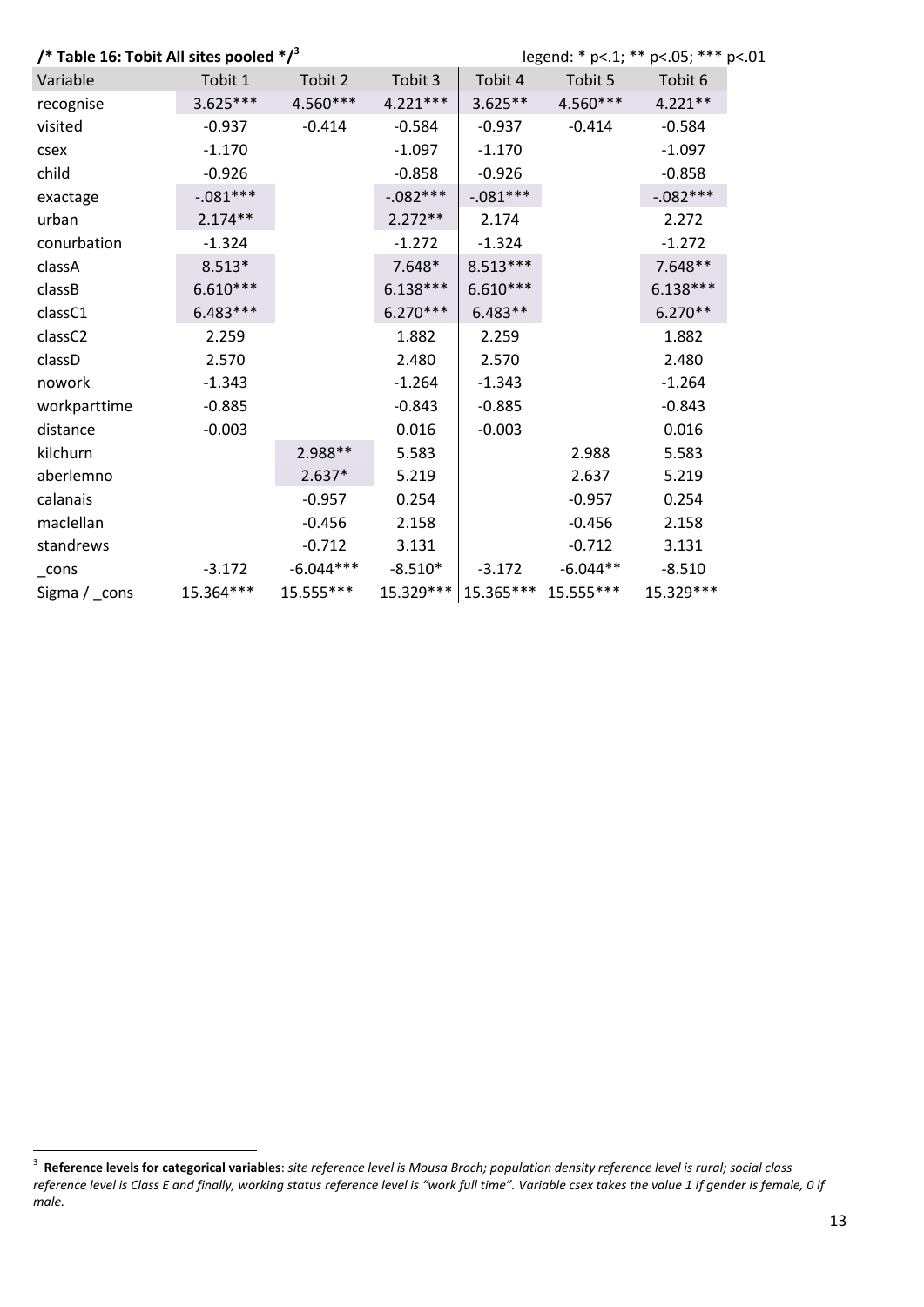**/* Table 16: Tobit All sites pooled */**[3]

legend: * p<.1; ** p<.05; *** p<.01

| Variable | Tobit 1 | Tobit 2 | Tobit 3 | Tobit 4 | Tobit 5 | Tobit 6 |
|---|---|---|---|---|---|---|
| recognise | 3.625*** | 4.560*** | 4.221*** | 3.625** | 4.560*** | 4.221** |
| visited | -0.937 | -0.414 | -0.584 | -0.937 | -0.414 | -0.584 |
| csex | -1.170 | | -1.097 | -1.170 | | -1.097 |
| child | -0.926 | | -0.858 | -0.926 | | -0.858 |
| exactage | -.081*** | | -.082*** | -.081*** | | -.082*** |
| urban | 2.174** | | 2.272** | 2.174 | | 2.272 |
| conurbation | -1.324 | | -1.272 | -1.324 | | -1.272 |
| classA | 8.513* | | 7.648* | 8.513*** | | 7.648** |
| classB | 6.610*** | | 6.138*** | 6.610*** | | 6.138*** |
| classC1 | 6.483*** | | 6.270*** | 6.483** | | 6.270** |
| classC2 | 2.259 | | 1.882 | 2.259 | | 1.882 |
| classD | 2.570 | | 2.480 | 2.570 | | 2.480 |
| nowork | -1.343 | | -1.264 | -1.343 | | -1.264 |
| workparttime | -0.885 | | -0.843 | -0.885 | | -0.843 |
| distance | -0.003 | | 0.016 | -0.003 | | 0.016 |
| kilchurn | | 2.988** | 5.583 | | 2.988 | 5.583 |
| aberlemno | | 2.637* | 5.219 | | 2.637 | 5.219 |
| calanais | | -0.957 | 0.254 | | -0.957 | 0.254 |
| maclellan | | -0.456 | 2.158 | | -0.456 | 2.158 |
| standrews | | -0.712 | 3.131 | | -0.712 | 3.131 |
| _cons | -3.172 | -6.044*** | -8.510* | -3.172 | -6.044** | -8.510 |
| Sigma / _cons | 15.364*** | 15.555*** | 15.329*** | 15.365*** | 15.555*** | 15.329*** |

[3] **Reference levels for categorical variables**: *site reference level is Mousa Broch; population density reference level is rural; social class reference level is Class E and finally, working status reference level is "work full time". Variable csex takes the value 1 if gender is female, 0 if male.*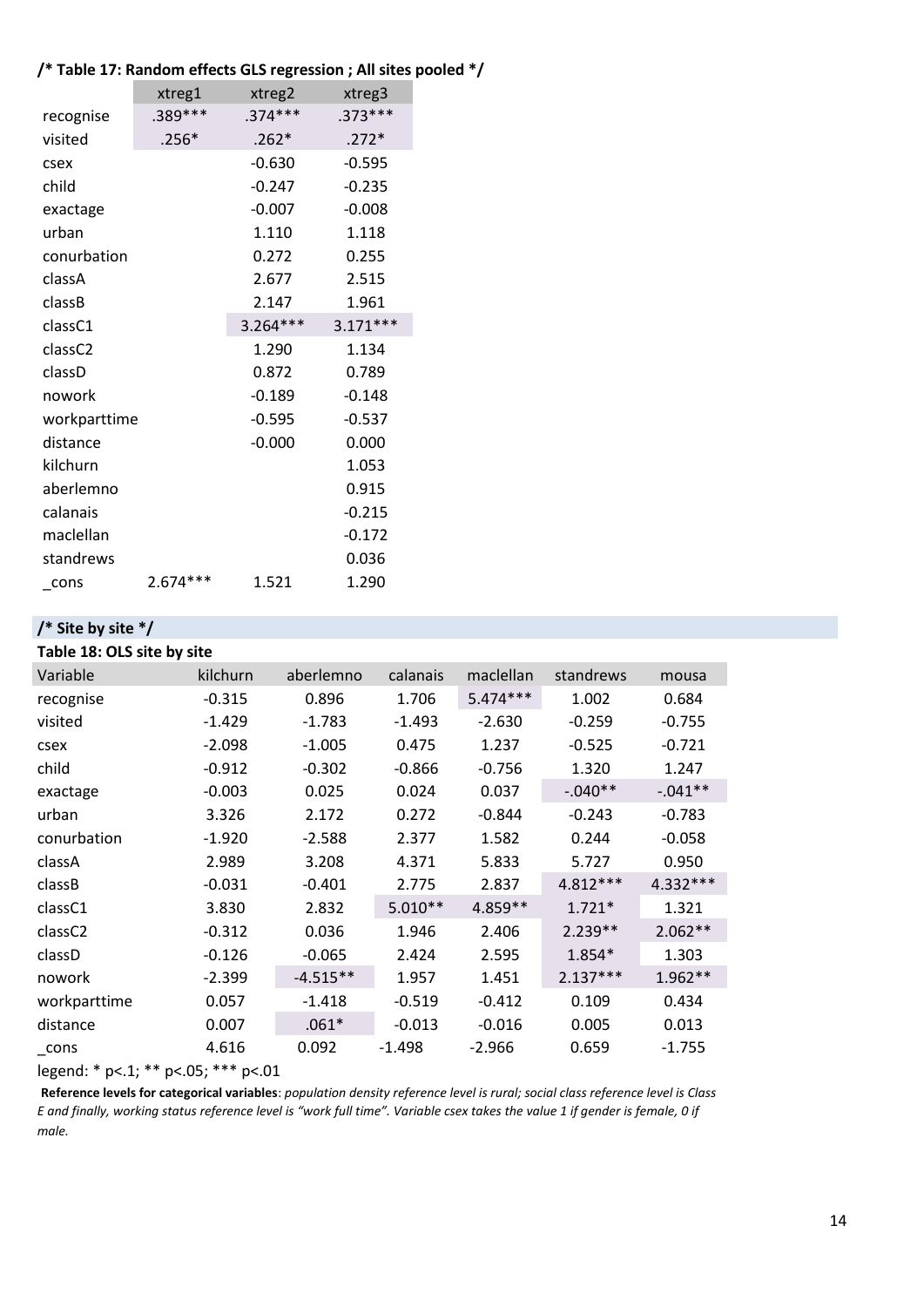**/* Table 17: Random effects GLS regression ; All sites pooled */**

| | xtreg1 | xtreg2 | xtreg3 |
|---|---|---|---|
| recognise | .389*** | .374*** | .373*** |
| visited | .256* | .262* | .272* |
| csex | | -0.630 | -0.595 |
| child | | -0.247 | -0.235 |
| exactage | | -0.007 | -0.008 |
| urban | | 1.110 | 1.118 |
| conurbation | | 0.272 | 0.255 |
| classA | | 2.677 | 2.515 |
| classB | | 2.147 | 1.961 |
| classC1 | | 3.264*** | 3.171*** |
| classC2 | | 1.290 | 1.134 |
| classD | | 0.872 | 0.789 |
| nowork | | -0.189 | -0.148 |
| workparttime | | -0.595 | -0.537 |
| distance | | -0.000 | 0.000 |
| kilchurn | | | 1.053 |
| aberlemno | | | 0.915 |
| calanais | | | -0.215 |
| maclellan | | | -0.172 |
| standrews | | | 0.036 |
| _cons | 2.674*** | 1.521 | 1.290 |

**/* Site by site */**

**Table 18: OLS site by site**

| Variable | kilchurn | aberlemno | calanais | maclellan | standrews | mousa |
|---|---|---|---|---|---|---|
| recognise | -0.315 | 0.896 | 1.706 | 5.474*** | 1.002 | 0.684 |
| visited | -1.429 | -1.783 | -1.493 | -2.630 | -0.259 | -0.755 |
| csex | -2.098 | -1.005 | 0.475 | 1.237 | -0.525 | -0.721 |
| child | -0.912 | -0.302 | -0.866 | -0.756 | 1.320 | 1.247 |
| exactage | -0.003 | 0.025 | 0.024 | 0.037 | -.040** | -.041** |
| urban | 3.326 | 2.172 | 0.272 | -0.844 | -0.243 | -0.783 |
| conurbation | -1.920 | -2.588 | 2.377 | 1.582 | 0.244 | -0.058 |
| classA | 2.989 | 3.208 | 4.371 | 5.833 | 5.727 | 0.950 |
| classB | -0.031 | -0.401 | 2.775 | 2.837 | 4.812*** | 4.332*** |
| classC1 | 3.830 | 2.832 | 5.010** | 4.859** | 1.721* | 1.321 |
| classC2 | -0.312 | 0.036 | 1.946 | 2.406 | 2.239** | 2.062** |
| classD | -0.126 | -0.065 | 2.424 | 2.595 | 1.854* | 1.303 |
| nowork | -2.399 | -4.515** | 1.957 | 1.451 | 2.137*** | 1.962** |
| workparttime | 0.057 | -1.418 | -0.519 | -0.412 | 0.109 | 0.434 |
| distance | 0.007 | .061* | -0.013 | -0.016 | 0.005 | 0.013 |
| _cons | 4.616 | 0.092 | -1.498 | -2.966 | 0.659 | -1.755 |

legend: * p<.1; ** p<.05; *** p<.01

**Reference levels for categorical variables**: *population density reference level is rural; social class reference level is Class E and finally, working status reference level is "work full time". Variable csex takes the value 1 if gender is female, 0 if male.*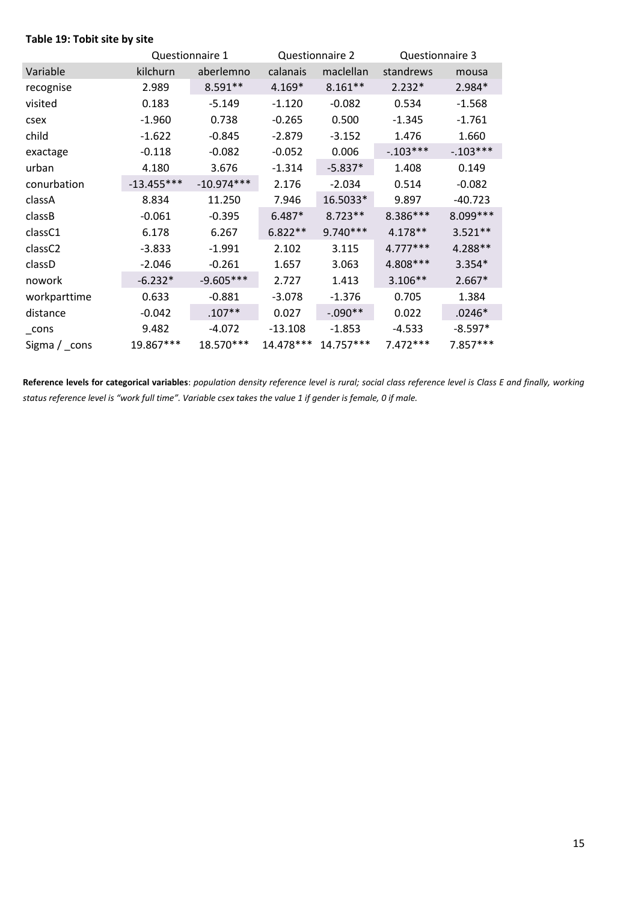**Table 19: Tobit site by site**

| | Questionnaire 1 | | Questionnaire 2 | | Questionnaire 3 | |
|---|---|---|---|---|---|---|
| Variable | kilchurn | aberlemno | calanais | maclellan | standrews | mousa |
| recognise | 2.989 | 8.591** | 4.169* | 8.161** | 2.232* | 2.984* |
| visited | 0.183 | -5.149 | -1.120 | -0.082 | 0.534 | -1.568 |
| csex | -1.960 | 0.738 | -0.265 | 0.500 | -1.345 | -1.761 |
| child | -1.622 | -0.845 | -2.879 | -3.152 | 1.476 | 1.660 |
| exactage | -0.118 | -0.082 | -0.052 | 0.006 | -.103*** | -.103*** |
| urban | 4.180 | 3.676 | -1.314 | -5.837* | 1.408 | 0.149 |
| conurbation | -13.455*** | -10.974*** | 2.176 | -2.034 | 0.514 | -0.082 |
| classA | 8.834 | 11.250 | 7.946 | 16.5033* | 9.897 | -40.723 |
| classB | -0.061 | -0.395 | 6.487* | 8.723** | 8.386*** | 8.099*** |
| classC1 | 6.178 | 6.267 | 6.822** | 9.740*** | 4.178** | 3.521** |
| classC2 | -3.833 | -1.991 | 2.102 | 3.115 | 4.777*** | 4.288** |
| classD | -2.046 | -0.261 | 1.657 | 3.063 | 4.808*** | 3.354* |
| nowork | -6.232* | -9.605*** | 2.727 | 1.413 | 3.106** | 2.667* |
| workparttime | 0.633 | -0.881 | -3.078 | -1.376 | 0.705 | 1.384 |
| distance | -0.042 | .107** | 0.027 | -.090** | 0.022 | .0246* |
| _cons | 9.482 | -4.072 | -13.108 | -1.853 | -4.533 | -8.597* |
| Sigma / _cons | 19.867*** | 18.570*** | 14.478*** | 14.757*** | 7.472*** | 7.857*** |

**Reference levels for categorical variables**: *population density reference level is rural; social class reference level is Class E and finally, working status reference level is "work full time". Variable csex takes the value 1 if gender is female, 0 if male.*